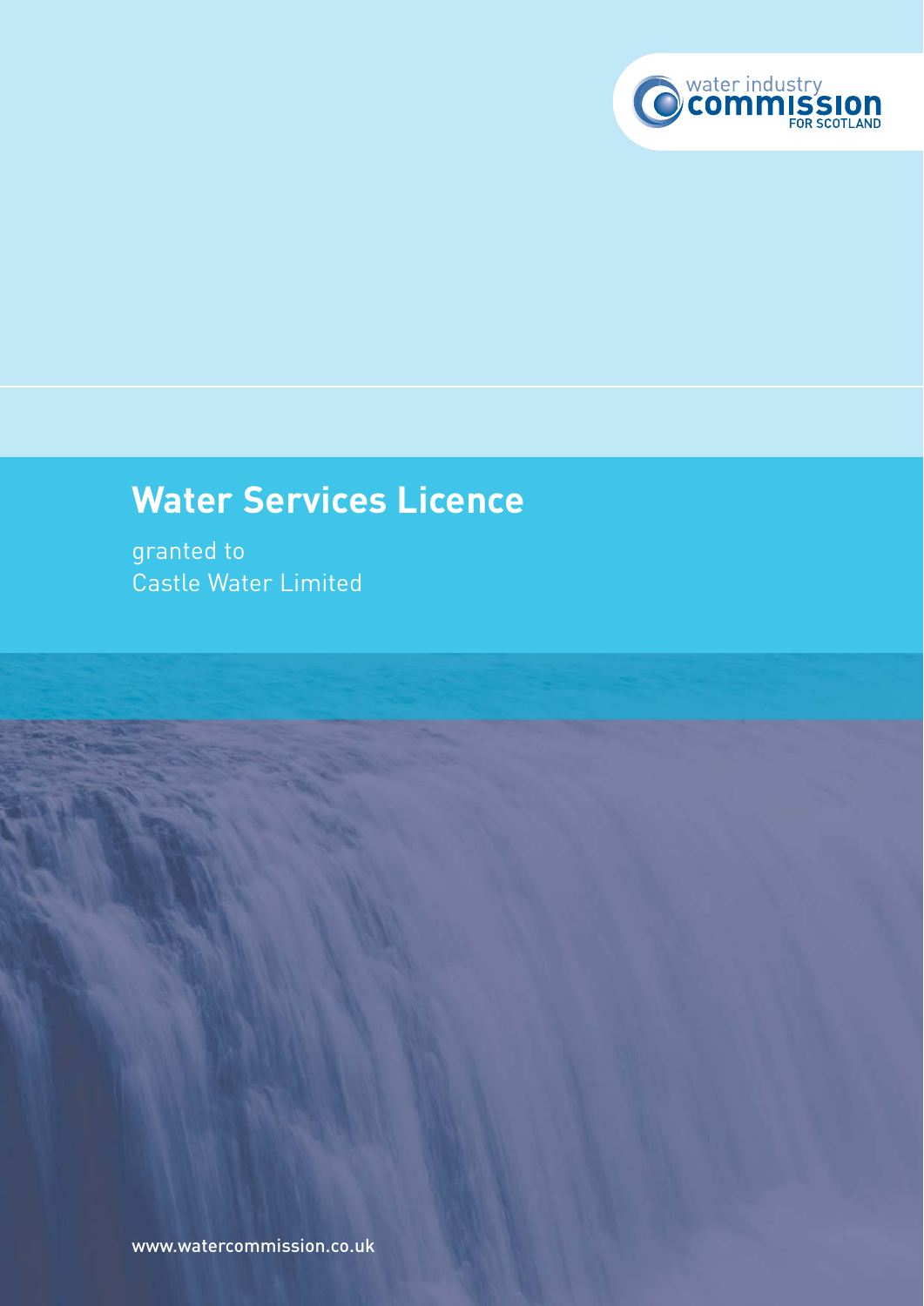water industry
**commission**
FOR SCOTLAND

# Water Services Licence

granted to
Castle Water Limited

www.watercommission.co.uk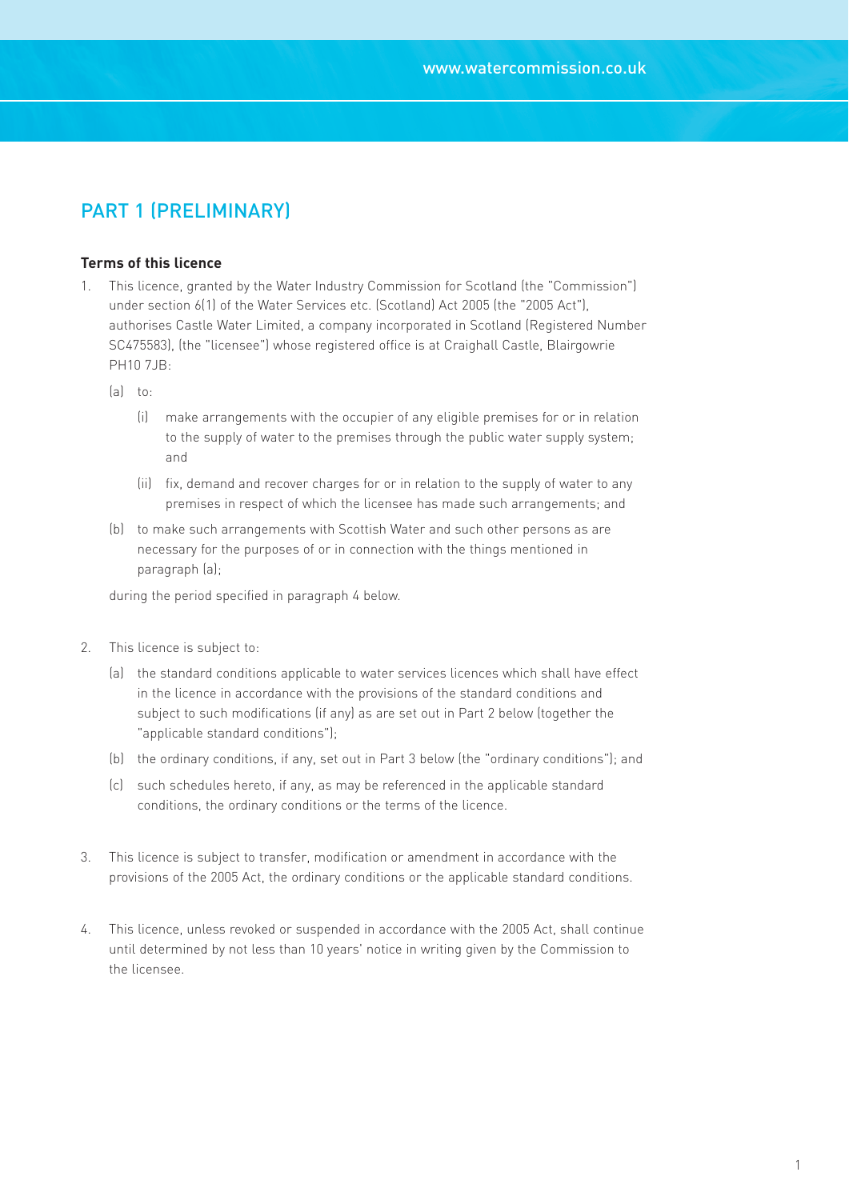## PART 1 (PRELIMINARY)

**Terms of this licence**

1. This licence, granted by the Water Industry Commission for Scotland (the "Commission") under section 6(1) of the Water Services etc. (Scotland) Act 2005 (the "2005 Act"), authorises Castle Water Limited, a company incorporated in Scotland (Registered Number SC475583), (the "licensee") whose registered office is at Craighall Castle, Blairgowrie PH10 7JB:

   (a) to:

      (i) make arrangements with the occupier of any eligible premises for or in relation to the supply of water to the premises through the public water supply system; and

      (ii) fix, demand and recover charges for or in relation to the supply of water to any premises in respect of which the licensee has made such arrangements; and

   (b) to make such arrangements with Scottish Water and such other persons as are necessary for the purposes of or in connection with the things mentioned in paragraph (a);

   during the period specified in paragraph 4 below.

2. This licence is subject to:

   (a) the standard conditions applicable to water services licences which shall have effect in the licence in accordance with the provisions of the standard conditions and subject to such modifications (if any) as are set out in Part 2 below (together the "applicable standard conditions");

   (b) the ordinary conditions, if any, set out in Part 3 below (the "ordinary conditions"); and

   (c) such schedules hereto, if any, as may be referenced in the applicable standard conditions, the ordinary conditions or the terms of the licence.

3. This licence is subject to transfer, modification or amendment in accordance with the provisions of the 2005 Act, the ordinary conditions or the applicable standard conditions.

4. This licence, unless revoked or suspended in accordance with the 2005 Act, shall continue until determined by not less than 10 years' notice in writing given by the Commission to the licensee.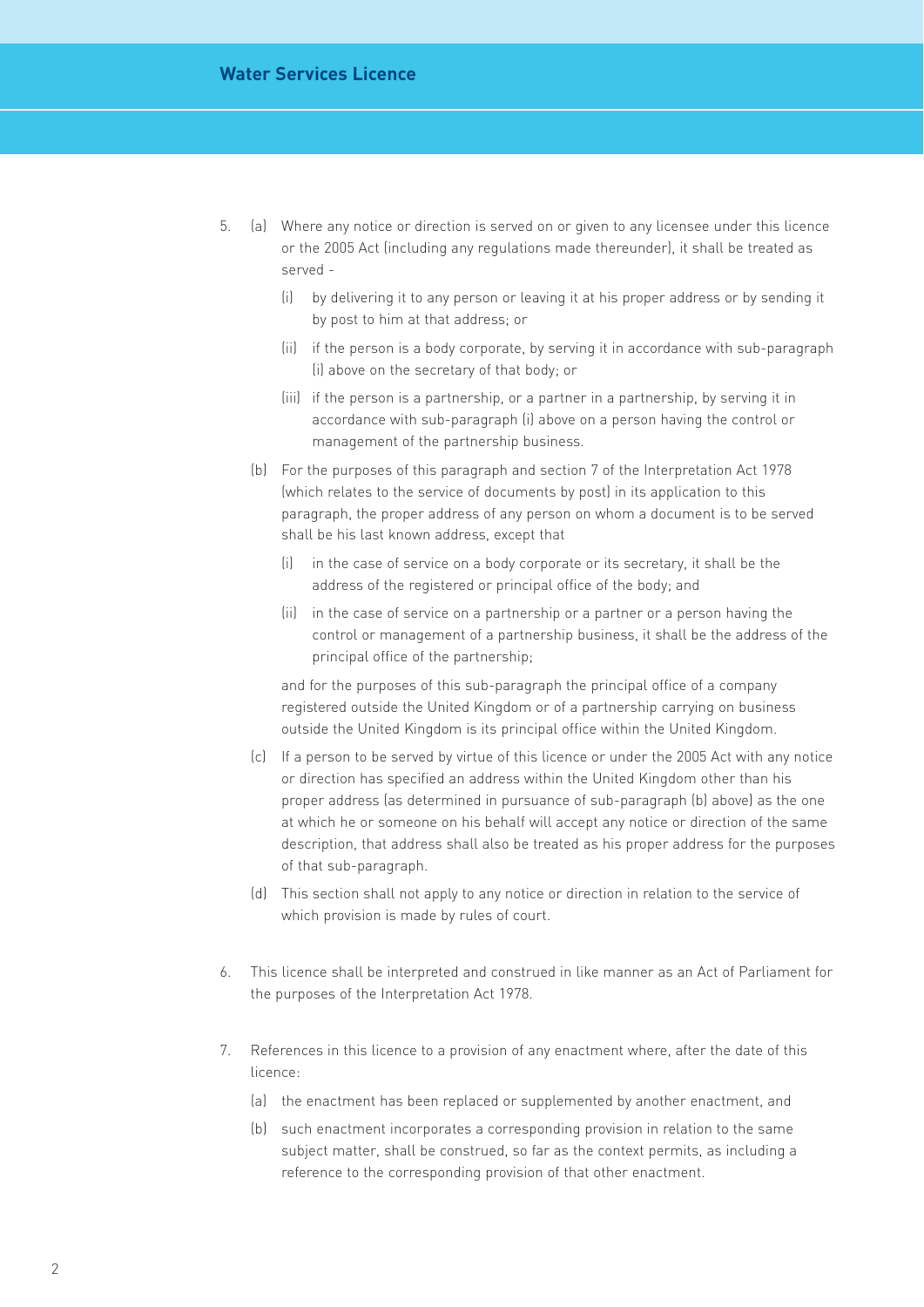5. (a) Where any notice or direction is served on or given to any licensee under this licence or the 2005 Act (including any regulations made thereunder), it shall be treated as served -

   (i) by delivering it to any person or leaving it at his proper address or by sending it by post to him at that address; or

   (ii) if the person is a body corporate, by serving it in accordance with sub-paragraph (i) above on the secretary of that body; or

   (iii) if the person is a partnership, or a partner in a partnership, by serving it in accordance with sub-paragraph (i) above on a person having the control or management of the partnership business.

   (b) For the purposes of this paragraph and section 7 of the Interpretation Act 1978 (which relates to the service of documents by post) in its application to this paragraph, the proper address of any person on whom a document is to be served shall be his last known address, except that

   (i) in the case of service on a body corporate or its secretary, it shall be the address of the registered or principal office of the body; and

   (ii) in the case of service on a partnership or a partner or a person having the control or management of a partnership business, it shall be the address of the principal office of the partnership;

   and for the purposes of this sub-paragraph the principal office of a company registered outside the United Kingdom or of a partnership carrying on business outside the United Kingdom is its principal office within the United Kingdom.

   (c) If a person to be served by virtue of this licence or under the 2005 Act with any notice or direction has specified an address within the United Kingdom other than his proper address (as determined in pursuance of sub-paragraph (b) above) as the one at which he or someone on his behalf will accept any notice or direction of the same description, that address shall also be treated as his proper address for the purposes of that sub-paragraph.

   (d) This section shall not apply to any notice or direction in relation to the service of which provision is made by rules of court.

6. This licence shall be interpreted and construed in like manner as an Act of Parliament for the purposes of the Interpretation Act 1978.

7. References in this licence to a provision of any enactment where, after the date of this licence:

   (a) the enactment has been replaced or supplemented by another enactment, and

   (b) such enactment incorporates a corresponding provision in relation to the same subject matter, shall be construed, so far as the context permits, as including a reference to the corresponding provision of that other enactment.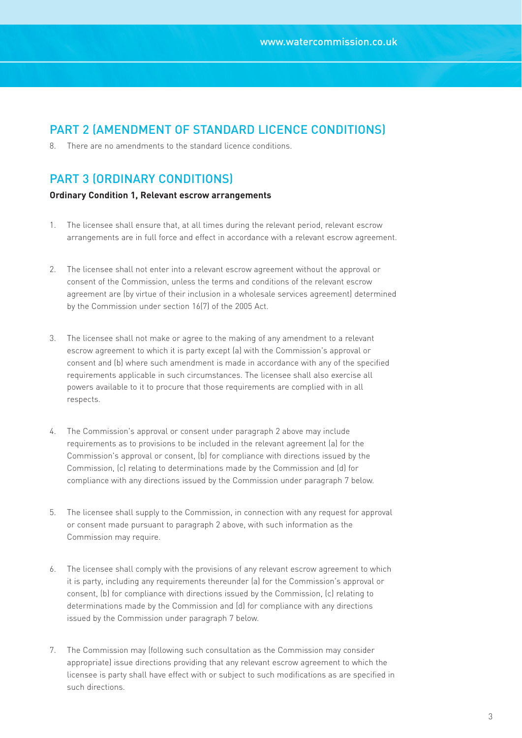## PART 2 (AMENDMENT OF STANDARD LICENCE CONDITIONS)

8. There are no amendments to the standard licence conditions.

## PART 3 (ORDINARY CONDITIONS)

**Ordinary Condition 1, Relevant escrow arrangements**

1. The licensee shall ensure that, at all times during the relevant period, relevant escrow arrangements are in full force and effect in accordance with a relevant escrow agreement.

2. The licensee shall not enter into a relevant escrow agreement without the approval or consent of the Commission, unless the terms and conditions of the relevant escrow agreement are (by virtue of their inclusion in a wholesale services agreement) determined by the Commission under section 16(7) of the 2005 Act.

3. The licensee shall not make or agree to the making of any amendment to a relevant escrow agreement to which it is party except (a) with the Commission's approval or consent and (b) where such amendment is made in accordance with any of the specified requirements applicable in such circumstances. The licensee shall also exercise all powers available to it to procure that those requirements are complied with in all respects.

4. The Commission's approval or consent under paragraph 2 above may include requirements as to provisions to be included in the relevant agreement (a) for the Commission's approval or consent, (b) for compliance with directions issued by the Commission, (c) relating to determinations made by the Commission and (d) for compliance with any directions issued by the Commission under paragraph 7 below.

5. The licensee shall supply to the Commission, in connection with any request for approval or consent made pursuant to paragraph 2 above, with such information as the Commission may require.

6. The licensee shall comply with the provisions of any relevant escrow agreement to which it is party, including any requirements thereunder (a) for the Commission's approval or consent, (b) for compliance with directions issued by the Commission, (c) relating to determinations made by the Commission and (d) for compliance with any directions issued by the Commission under paragraph 7 below.

7. The Commission may (following such consultation as the Commission may consider appropriate) issue directions providing that any relevant escrow agreement to which the licensee is party shall have effect with or subject to such modifications as are specified in such directions.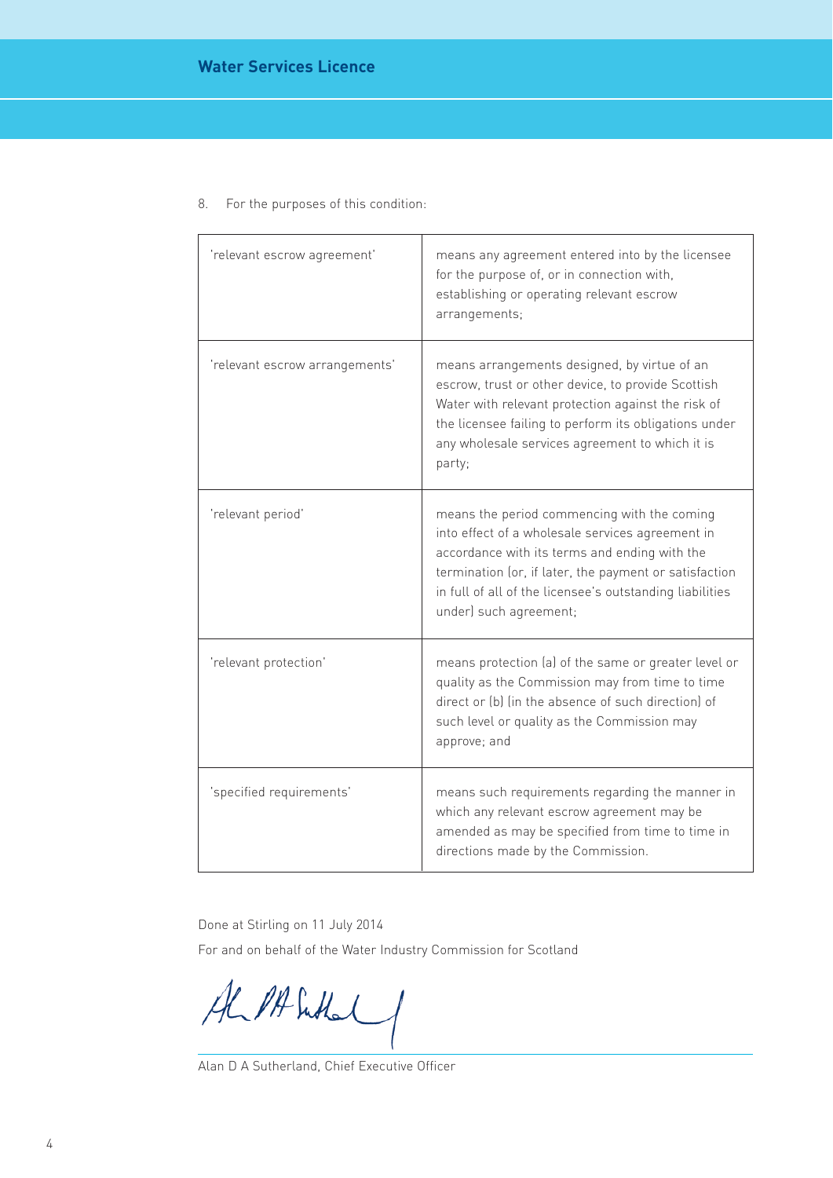8. For the purposes of this condition:

| | |
|---|---|
| 'relevant escrow agreement' | means any agreement entered into by the licensee for the purpose of, or in connection with, establishing or operating relevant escrow arrangements; |
| 'relevant escrow arrangements' | means arrangements designed, by virtue of an escrow, trust or other device, to provide Scottish Water with relevant protection against the risk of the licensee failing to perform its obligations under any wholesale services agreement to which it is party; |
| 'relevant period' | means the period commencing with the coming into effect of a wholesale services agreement in accordance with its terms and ending with the termination (or, if later, the payment or satisfaction in full of all of the licensee's outstanding liabilities under) such agreement; |
| 'relevant protection' | means protection (a) of the same or greater level or quality as the Commission may from time to time direct or (b) (in the absence of such direction) of such level or quality as the Commission may approve; and |
| 'specified requirements' | means such requirements regarding the manner in which any relevant escrow agreement may be amended as may be specified from time to time in directions made by the Commission. |

Done at Stirling on 11 July 2014

For and on behalf of the Water Industry Commission for Scotland

Alan D A Sutherland, Chief Executive Officer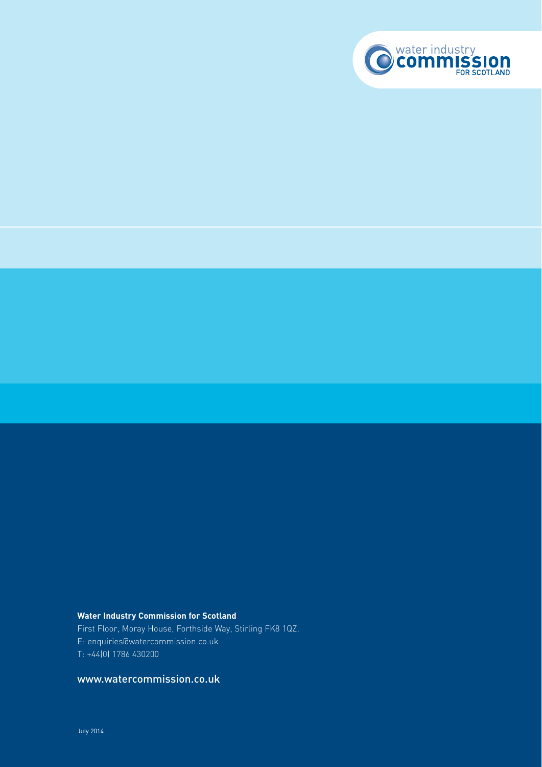water industry **commission** FOR SCOTLAND

**Water Industry Commission for Scotland**

First Floor, Moray House, Forthside Way, Stirling FK8 1QZ.

E: enquiries@watercommission.co.uk

T: +44(0) 1786 430200

www.watercommission.co.uk

July 2014